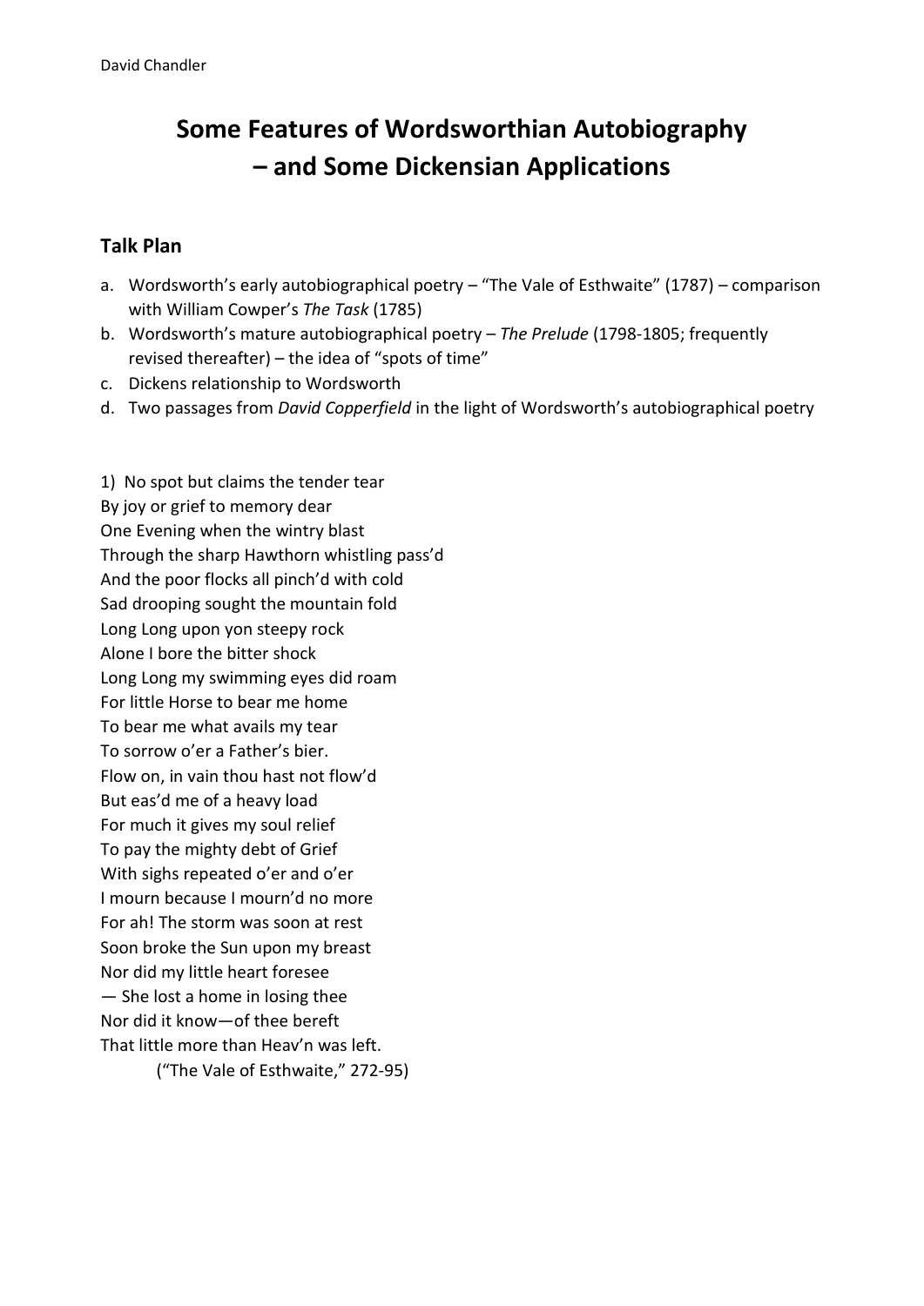David Chandler

# Some Features of Wordsworthian Autobiography – and Some Dickensian Applications

## Talk Plan

a. Wordsworth's early autobiographical poetry – "The Vale of Esthwaite" (1787) – comparison with William Cowper's *The Task* (1785)
b. Wordsworth's mature autobiographical poetry – *The Prelude* (1798-1805; frequently revised thereafter) – the idea of "spots of time"
c. Dickens relationship to Wordsworth
d. Two passages from *David Copperfield* in the light of Wordsworth's autobiographical poetry

1) No spot but claims the tender tear
By joy or grief to memory dear
One Evening when the wintry blast
Through the sharp Hawthorn whistling pass'd
And the poor flocks all pinch'd with cold
Sad drooping sought the mountain fold
Long Long upon yon steepy rock
Alone I bore the bitter shock
Long Long my swimming eyes did roam
For little Horse to bear me home
To bear me what avails my tear
To sorrow o'er a Father's bier.
Flow on, in vain thou hast not flow'd
But eas'd me of a heavy load
For much it gives my soul relief
To pay the mighty debt of Grief
With sighs repeated o'er and o'er
I mourn because I mourn'd no more
For ah! The storm was soon at rest
Soon broke the Sun upon my breast
Nor did my little heart foresee
— She lost a home in losing thee
Nor did it know—of thee bereft
That little more than Heav'n was left.

("The Vale of Esthwaite," 272-95)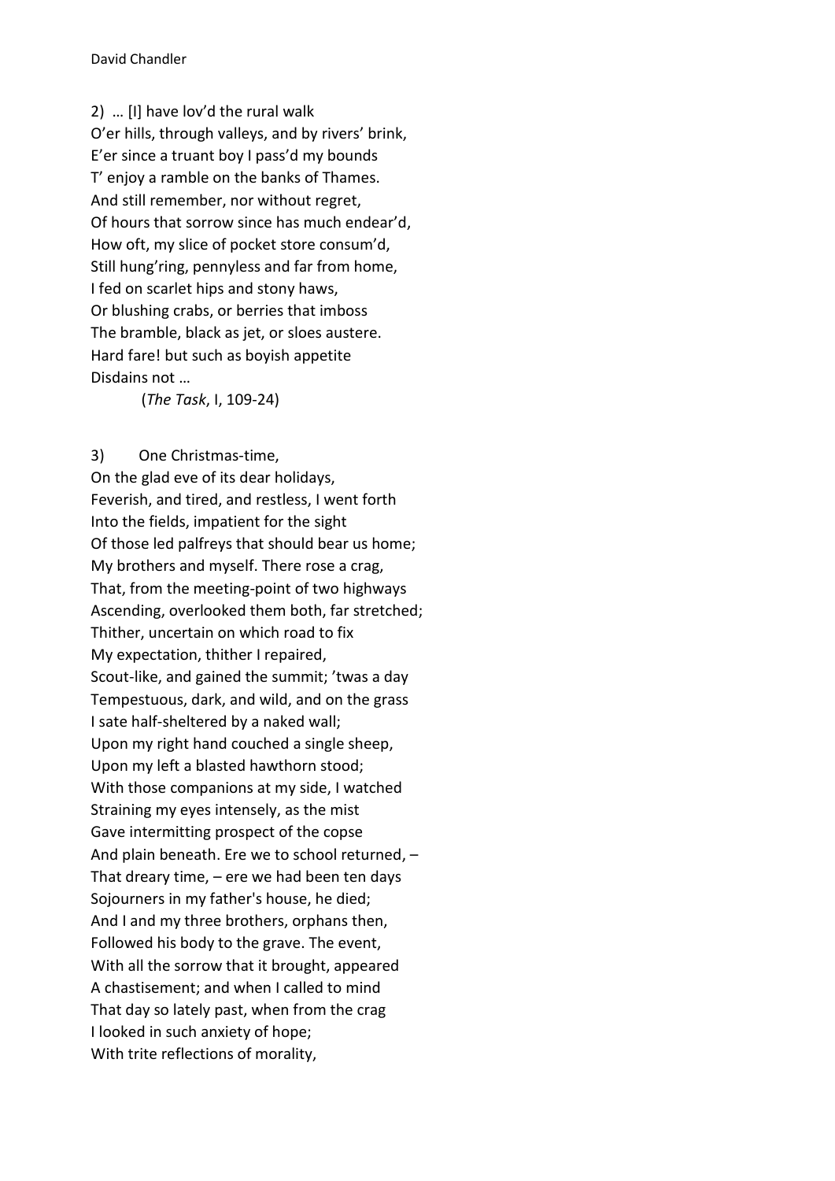2) … [I] have lov'd the rural walk  
O'er hills, through valleys, and by rivers' brink,  
E'er since a truant boy I pass'd my bounds  
T' enjoy a ramble on the banks of Thames.  
And still remember, nor without regret,  
Of hours that sorrow since has much endear'd,  
How oft, my slice of pocket store consum'd,  
Still hung'ring, pennyless and far from home,  
I fed on scarlet hips and stony haws,  
Or blushing crabs, or berries that imboss  
The bramble, black as jet, or sloes austere.  
Hard fare! but such as boyish appetite  
Disdains not …

(*The Task*, I, 109-24)

3) One Christmas-time,  
On the glad eve of its dear holidays,  
Feverish, and tired, and restless, I went forth  
Into the fields, impatient for the sight  
Of those led palfreys that should bear us home;  
My brothers and myself. There rose a crag,  
That, from the meeting-point of two highways  
Ascending, overlooked them both, far stretched;  
Thither, uncertain on which road to fix  
My expectation, thither I repaired,  
Scout-like, and gained the summit; 'twas a day  
Tempestuous, dark, and wild, and on the grass  
I sate half-sheltered by a naked wall;  
Upon my right hand couched a single sheep,  
Upon my left a blasted hawthorn stood;  
With those companions at my side, I watched  
Straining my eyes intensely, as the mist  
Gave intermitting prospect of the copse  
And plain beneath. Ere we to school returned, –  
That dreary time, – ere we had been ten days  
Sojourners in my father's house, he died;  
And I and my three brothers, orphans then,  
Followed his body to the grave. The event,  
With all the sorrow that it brought, appeared  
A chastisement; and when I called to mind  
That day so lately past, when from the crag  
I looked in such anxiety of hope;  
With trite reflections of morality,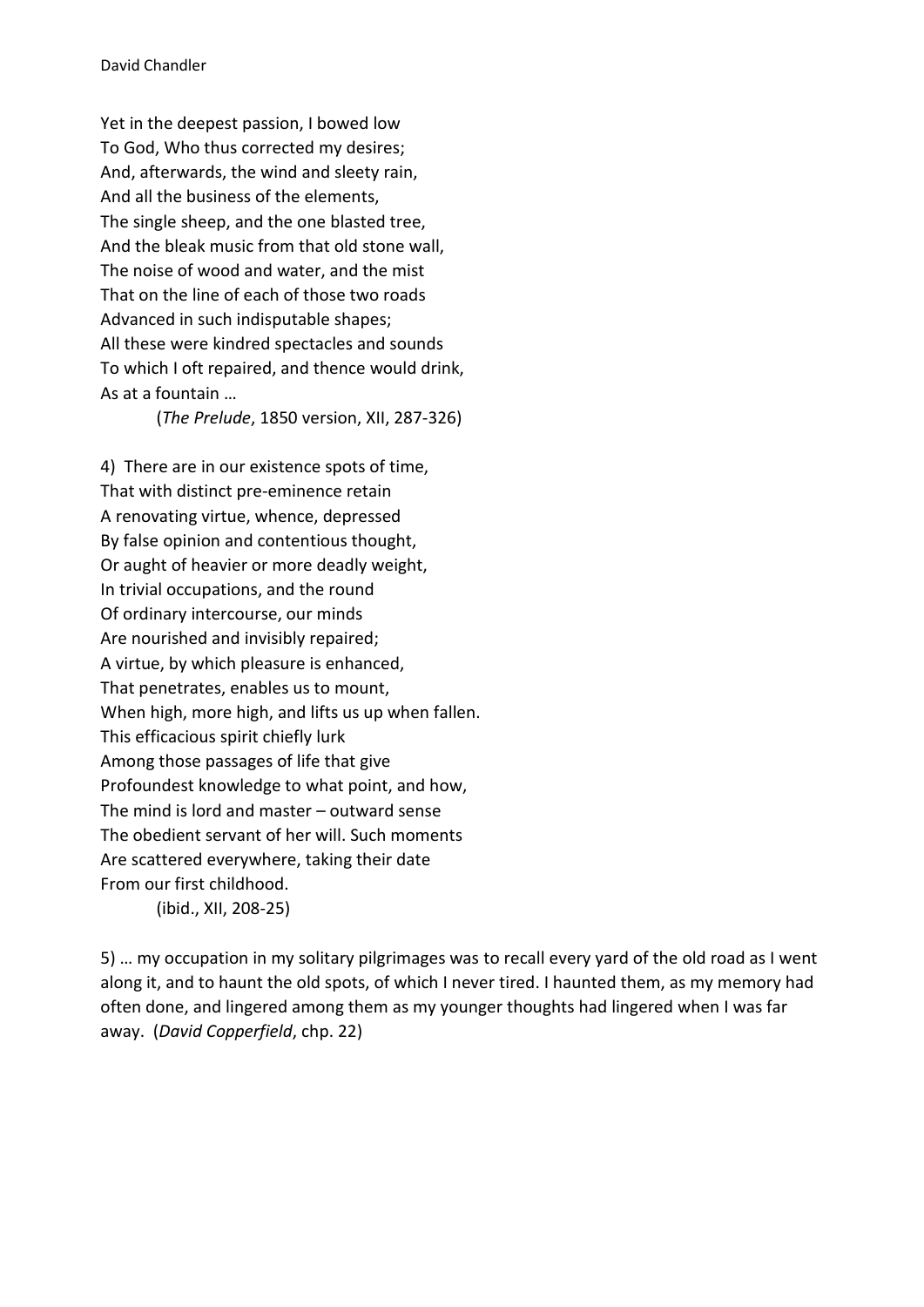Yet in the deepest passion, I bowed low  
To God, Who thus corrected my desires;  
And, afterwards, the wind and sleety rain,  
And all the business of the elements,  
The single sheep, and the one blasted tree,  
And the bleak music from that old stone wall,  
The noise of wood and water, and the mist  
That on the line of each of those two roads  
Advanced in such indisputable shapes;  
All these were kindred spectacles and sounds  
To which I oft repaired, and thence would drink,  
As at a fountain …

(*The Prelude*, 1850 version, XII, 287-326)

4) There are in our existence spots of time,  
That with distinct pre-eminence retain  
A renovating virtue, whence, depressed  
By false opinion and contentious thought,  
Or aught of heavier or more deadly weight,  
In trivial occupations, and the round  
Of ordinary intercourse, our minds  
Are nourished and invisibly repaired;  
A virtue, by which pleasure is enhanced,  
That penetrates, enables us to mount,  
When high, more high, and lifts us up when fallen.  
This efficacious spirit chiefly lurk  
Among those passages of life that give  
Profoundest knowledge to what point, and how,  
The mind is lord and master – outward sense  
The obedient servant of her will. Such moments  
Are scattered everywhere, taking their date  
From our first childhood.

(ibid., XII, 208-25)

5) … my occupation in my solitary pilgrimages was to recall every yard of the old road as I went along it, and to haunt the old spots, of which I never tired. I haunted them, as my memory had often done, and lingered among them as my younger thoughts had lingered when I was far away. (*David Copperfield*, chp. 22)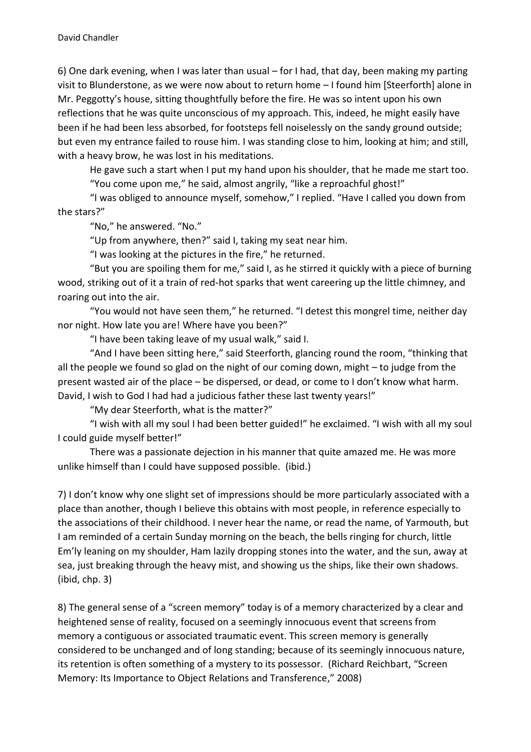6) One dark evening, when I was later than usual – for I had, that day, been making my parting visit to Blunderstone, as we were now about to return home – I found him [Steerforth] alone in Mr. Peggotty's house, sitting thoughtfully before the fire. He was so intent upon his own reflections that he was quite unconscious of my approach. This, indeed, he might easily have been if he had been less absorbed, for footsteps fell noiselessly on the sandy ground outside; but even my entrance failed to rouse him. I was standing close to him, looking at him; and still, with a heavy brow, he was lost in his meditations.

He gave such a start when I put my hand upon his shoulder, that he made me start too.

"You come upon me," he said, almost angrily, "like a reproachful ghost!"

"I was obliged to announce myself, somehow," I replied. "Have I called you down from the stars?"

"No," he answered. "No."

"Up from anywhere, then?" said I, taking my seat near him.

"I was looking at the pictures in the fire," he returned.

"But you are spoiling them for me," said I, as he stirred it quickly with a piece of burning wood, striking out of it a train of red-hot sparks that went careering up the little chimney, and roaring out into the air.

"You would not have seen them," he returned. "I detest this mongrel time, neither day nor night. How late you are! Where have you been?"

"I have been taking leave of my usual walk," said I.

"And I have been sitting here," said Steerforth, glancing round the room, "thinking that all the people we found so glad on the night of our coming down, might – to judge from the present wasted air of the place – be dispersed, or dead, or come to I don't know what harm. David, I wish to God I had had a judicious father these last twenty years!"

"My dear Steerforth, what is the matter?"

"I wish with all my soul I had been better guided!" he exclaimed. "I wish with all my soul I could guide myself better!"

There was a passionate dejection in his manner that quite amazed me. He was more unlike himself than I could have supposed possible. (ibid.)

7) I don't know why one slight set of impressions should be more particularly associated with a place than another, though I believe this obtains with most people, in reference especially to the associations of their childhood. I never hear the name, or read the name, of Yarmouth, but I am reminded of a certain Sunday morning on the beach, the bells ringing for church, little Em'ly leaning on my shoulder, Ham lazily dropping stones into the water, and the sun, away at sea, just breaking through the heavy mist, and showing us the ships, like their own shadows. (ibid, chp. 3)

8) The general sense of a "screen memory" today is of a memory characterized by a clear and heightened sense of reality, focused on a seemingly innocuous event that screens from memory a contiguous or associated traumatic event. This screen memory is generally considered to be unchanged and of long standing; because of its seemingly innocuous nature, its retention is often something of a mystery to its possessor. (Richard Reichbart, "Screen Memory: Its Importance to Object Relations and Transference," 2008)